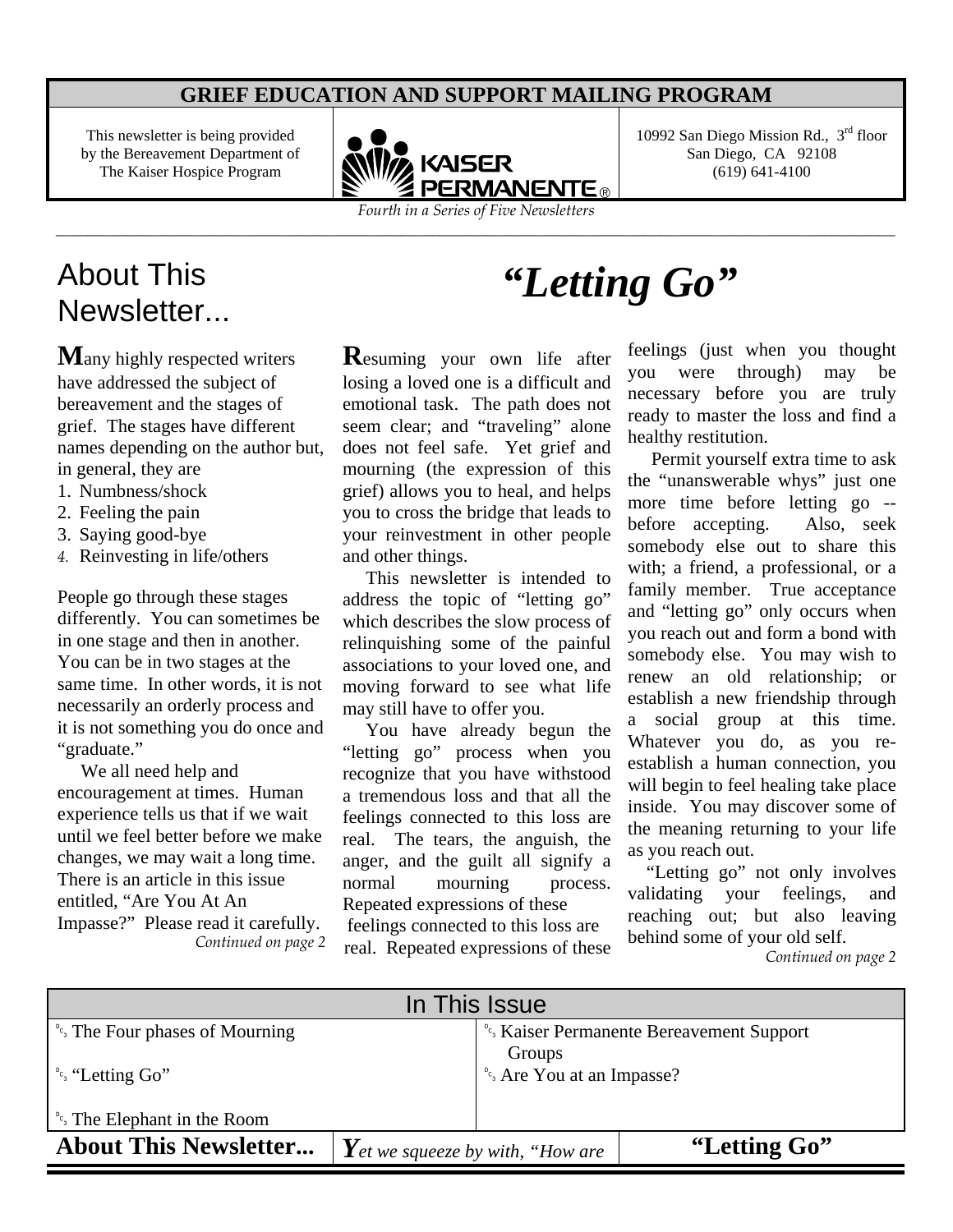**GRIEF EDUCATION AND SUPPORT MAILING PROGRAM**

This newsletter is being provided by the Bereavement Department of The Kaiser Hospice Program

KAISER PERMANENTE®

10992 San Diego Mission Rd., 3rd floor
San Diego, CA 92108
(619) 641-4100

*Fourth in a Series of Five Newsletters*

## About This Newsletter...

**M**any highly respected writers have addressed the subject of bereavement and the stages of grief. The stages have different names depending on the author but, in general, they are

1. Numbness/shock
2. Feeling the pain
3. Saying good-bye
4. Reinvesting in life/others

People go through these stages differently. You can sometimes be in one stage and then in another. You can be in two stages at the same time. In other words, it is not necessarily an orderly process and it is not something you do once and "graduate."

We all need help and encouragement at times. Human experience tells us that if we wait until we feel better before we make changes, we may wait a long time. There is an article in this issue entitled, "Are You At An Impasse?" Please read it carefully.

*Continued on page 2*

# *"Letting Go"*

**R**esuming your own life after losing a loved one is a difficult and emotional task. The path does not seem clear; and "traveling" alone does not feel safe. Yet grief and mourning (the expression of this grief) allows you to heal, and helps you to cross the bridge that leads to your reinvestment in other people and other things.

This newsletter is intended to address the topic of "letting go" which describes the slow process of relinquishing some of the painful associations to your loved one, and moving forward to see what life may still have to offer you.

You have already begun the "letting go" process when you recognize that you have withstood a tremendous loss and that all the feelings connected to this loss are real. The tears, the anguish, the anger, and the guilt all signify a normal mourning process. Repeated expressions of these feelings connected to this loss are real. Repeated expressions of these feelings (just when you thought you were through) may be necessary before you are truly ready to master the loss and find a healthy restitution.

Permit yourself extra time to ask the "unanswerable whys" just one more time before letting go -- before accepting. Also, seek somebody else out to share this with; a friend, a professional, or a family member. True acceptance and "letting go" only occurs when you reach out and form a bond with somebody else. You may wish to renew an old relationship; or establish a new friendship through a social group at this time. Whatever you do, as you re-establish a human connection, you will begin to feel healing take place inside. You may discover some of the meaning returning to your life as you reach out.

"Letting go" not only involves validating your feelings, and reaching out; but also leaving behind some of your old self.

*Continued on page 2*

| In This Issue | |
|---|---|
| The Four phases of Mourning | Kaiser Permanente Bereavement Support Groups |
| "Letting Go" | Are You at an Impasse? |
| The Elephant in the Room | |

**About This Newsletter...** | ***Y**et we squeeze by with, "How are* | **"Letting Go"**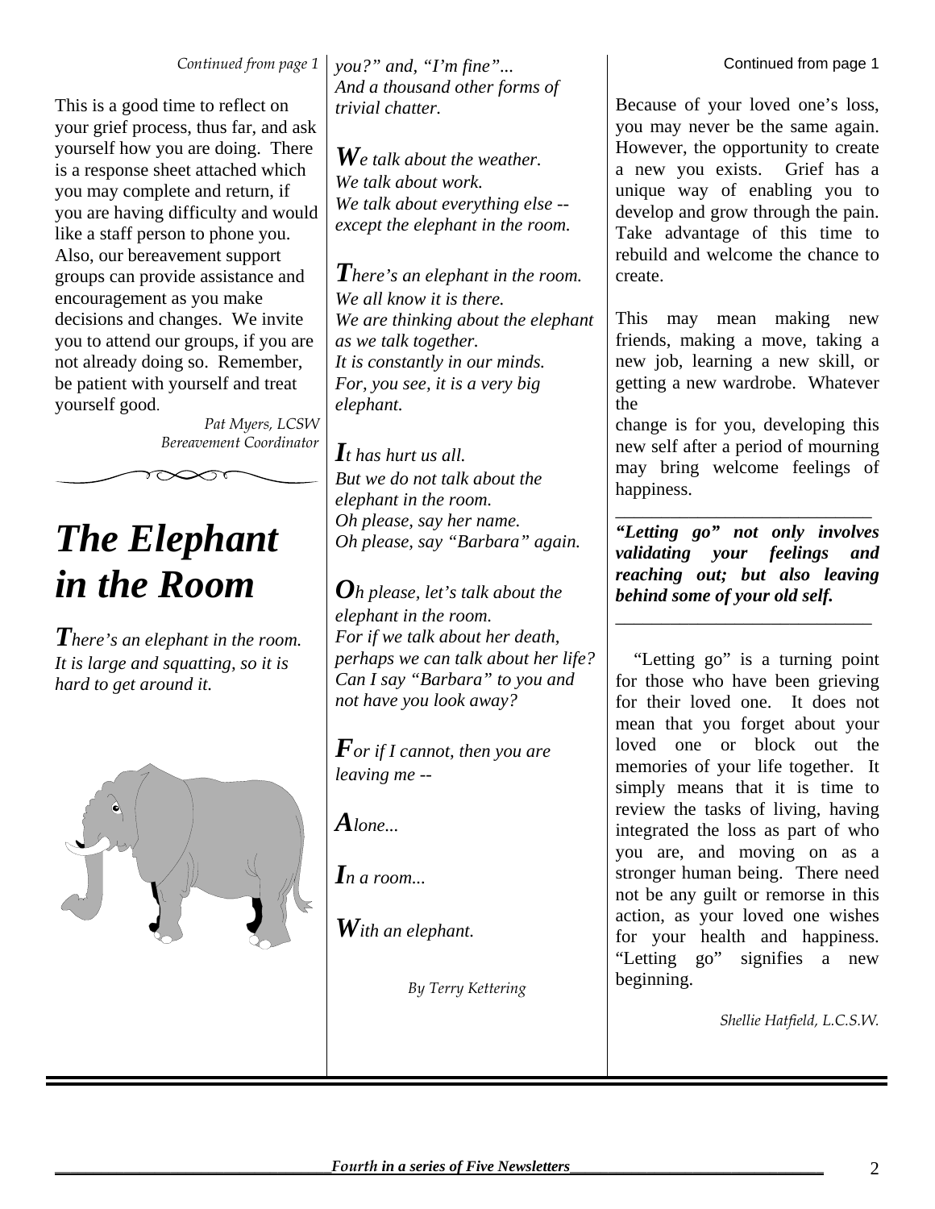*Continued from page 1*

This is a good time to reflect on your grief process, thus far, and ask yourself how you are doing. There is a response sheet attached which you may complete and return, if you are having difficulty and would like a staff person to phone you. Also, our bereavement support groups can provide assistance and encouragement as you make decisions and changes. We invite you to attend our groups, if you are not already doing so. Remember, be patient with yourself and treat yourself good.

*Pat Myers, LCSW*
*Bereavement Coordinator*

# The Elephant in the Room

*There's an elephant in the room.*
*It is large and squatting, so it is hard to get around it.*

*Yet we squeeze by with "How are you?" and, "I'm fine"...*
*And a thousand other forms of trivial chatter.*

*We talk about the weather.*
*We talk about work.*
*We talk about everything else -- except the elephant in the room.*

*There's an elephant in the room.*
*We all know it is there.*
*We are thinking about the elephant as we talk together.*
*It is constantly in our minds.*
*For, you see, it is a very big elephant.*

*It has hurt us all.*
*But we do not talk about the elephant in the room.*
*Oh please, say her name.*
*Oh please, say "Barbara" again.*

*Oh please, let's talk about the elephant in the room.*
*For if we talk about her death, perhaps we can talk about her life?*
*Can I say "Barbara" to you and not have you look away?*

*For if I cannot, then you are leaving me --*

*Alone...*

*In a room...*

*With an elephant.*

*By Terry Kettering*

Continued from page 1

Because of your loved one's loss, you may never be the same again. However, the opportunity to create a new you exists. Grief has a unique way of enabling you to develop and grow through the pain. Take advantage of this time to rebuild and welcome the chance to create.

This may mean making new friends, making a move, taking a new job, learning a new skill, or getting a new wardrobe. Whatever the change is for you, developing this new self after a period of mourning may bring welcome feelings of happiness.

***"Letting go" not only involves validating your feelings and reaching out; but also leaving behind some of your old self.***

"Letting go" is a turning point for those who have been grieving for their loved one. It does not mean that you forget about your loved one or block out the memories of your life together. It simply means that it is time to review the tasks of living, having integrated the loss as part of who you are, and moving on as a stronger human being. There need not be any guilt or remorse in this action, as your loved one wishes for your health and happiness. "Letting go" signifies a new beginning.

*Shellie Hatfield, L.C.S.W.*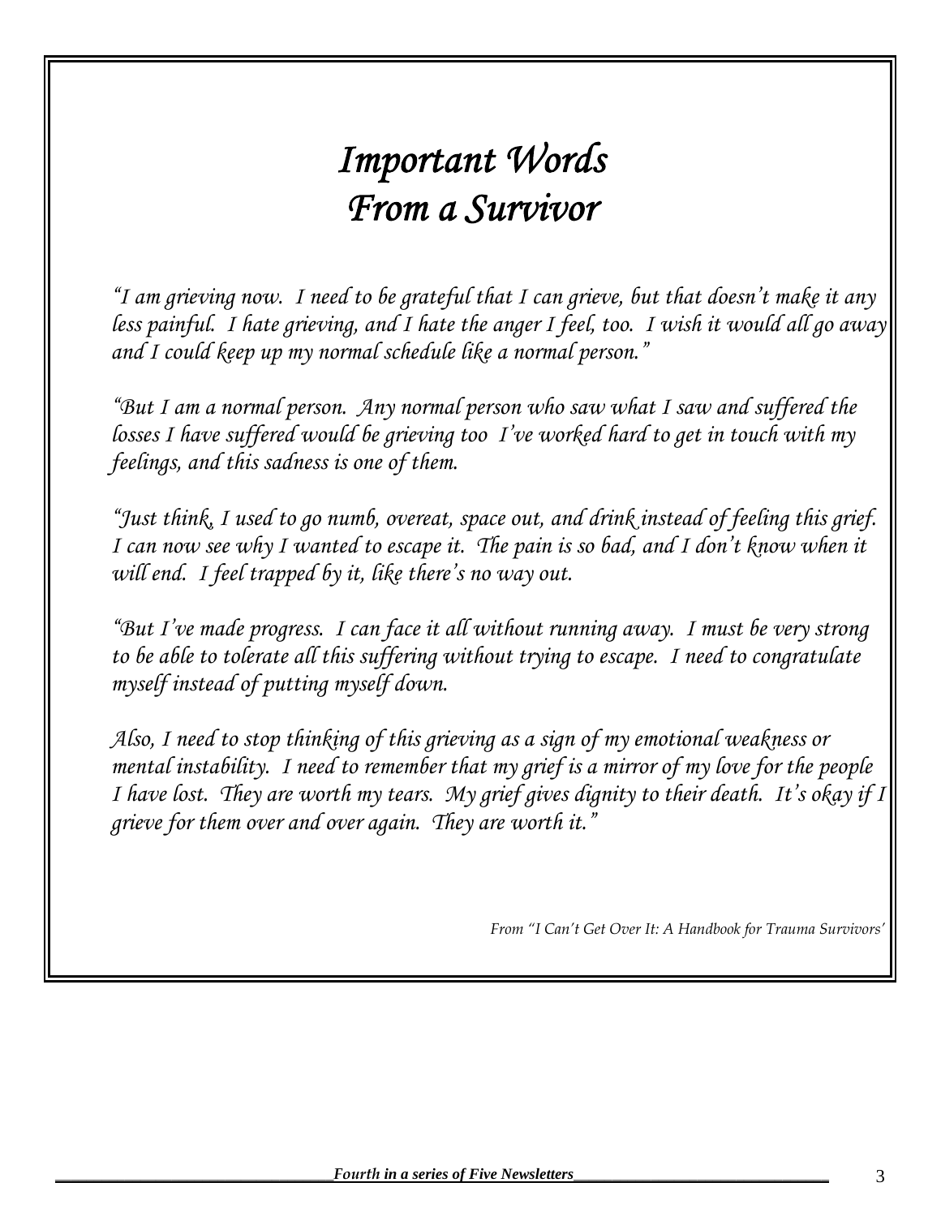# *Important Words From a Survivor*

*"I am grieving now. I need to be grateful that I can grieve, but that doesn't make it any less painful. I hate grieving, and I hate the anger I feel, too. I wish it would all go away and I could keep up my normal schedule like a normal person."*

*"But I am a normal person. Any normal person who saw what I saw and suffered the losses I have suffered would be grieving too I've worked hard to get in touch with my feelings, and this sadness is one of them.*

*"Just think, I used to go numb, overeat, space out, and drink instead of feeling this grief. I can now see why I wanted to escape it. The pain is so bad, and I don't know when it will end. I feel trapped by it, like there's no way out.*

*"But I've made progress. I can face it all without running away. I must be very strong to be able to tolerate all this suffering without trying to escape. I need to congratulate myself instead of putting myself down.*

*Also, I need to stop thinking of this grieving as a sign of my emotional weakness or mental instability. I need to remember that my grief is a mirror of my love for the people I have lost. They are worth my tears. My grief gives dignity to their death. It's okay if I grieve for them over and over again. They are worth it."*

*From "I Can't Get Over It: A Handbook for Trauma Survivors'*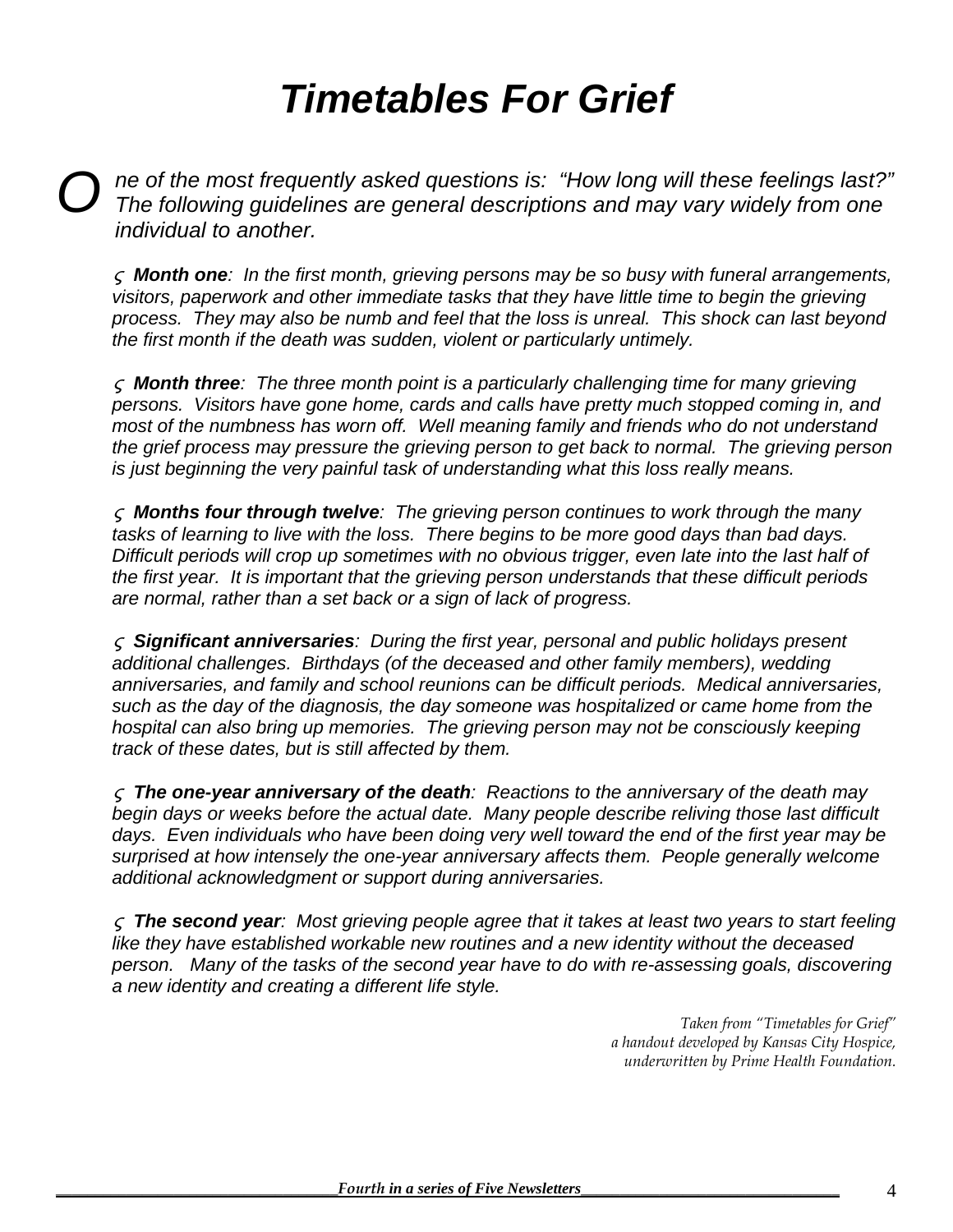# *Timetables For Grief*

*One of the most frequently asked questions is: "How long will these feelings last?" The following guidelines are general descriptions and may vary widely from one individual to another.*

- ***Month one**: In the first month, grieving persons may be so busy with funeral arrangements, visitors, paperwork and other immediate tasks that they have little time to begin the grieving process. They may also be numb and feel that the loss is unreal. This shock can last beyond the first month if the death was sudden, violent or particularly untimely.*

- ***Month three**: The three month point is a particularly challenging time for many grieving persons. Visitors have gone home, cards and calls have pretty much stopped coming in, and most of the numbness has worn off. Well meaning family and friends who do not understand the grief process may pressure the grieving person to get back to normal. The grieving person is just beginning the very painful task of understanding what this loss really means.*

- ***Months four through twelve**: The grieving person continues to work through the many tasks of learning to live with the loss. There begins to be more good days than bad days. Difficult periods will crop up sometimes with no obvious trigger, even late into the last half of the first year. It is important that the grieving person understands that these difficult periods are normal, rather than a set back or a sign of lack of progress.*

- ***Significant anniversaries**: During the first year, personal and public holidays present additional challenges. Birthdays (of the deceased and other family members), wedding anniversaries, and family and school reunions can be difficult periods. Medical anniversaries, such as the day of the diagnosis, the day someone was hospitalized or came home from the hospital can also bring up memories. The grieving person may not be consciously keeping track of these dates, but is still affected by them.*

- ***The one-year anniversary of the death**: Reactions to the anniversary of the death may begin days or weeks before the actual date. Many people describe reliving those last difficult days. Even individuals who have been doing very well toward the end of the first year may be surprised at how intensely the one-year anniversary affects them. People generally welcome additional acknowledgment or support during anniversaries.*

- ***The second year**: Most grieving people agree that it takes at least two years to start feeling like they have established workable new routines and a new identity without the deceased person. Many of the tasks of the second year have to do with re-assessing goals, discovering a new identity and creating a different life style.*

*Taken from "Timetables for Grief"*
*a handout developed by Kansas City Hospice,*
*underwritten by Prime Health Foundation.*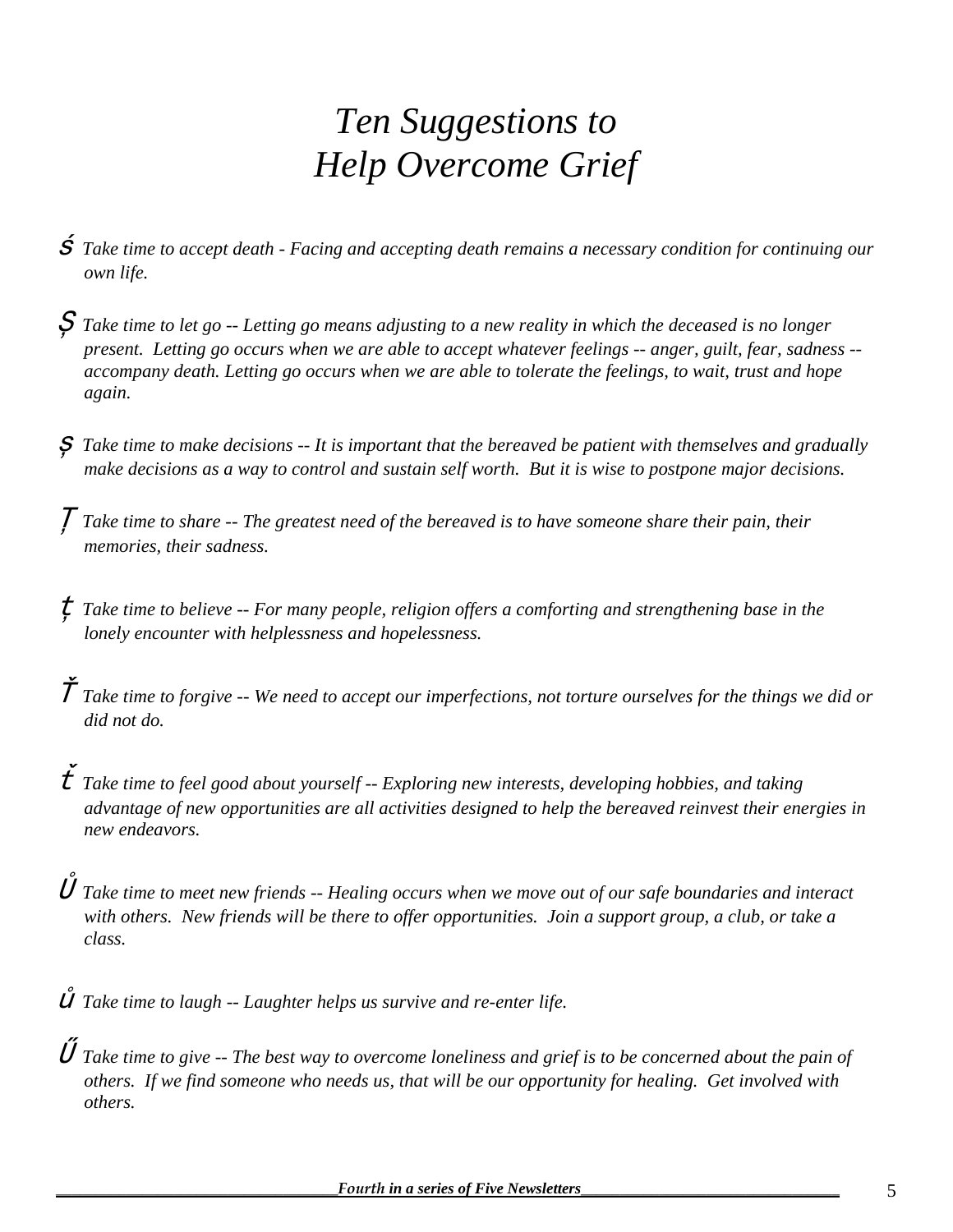# *Ten Suggestions to Help Overcome Grief*

1. *Take time to accept death - Facing and accepting death remains a necessary condition for continuing our own life.*

2. *Take time to let go -- Letting go means adjusting to a new reality in which the deceased is no longer present. Letting go occurs when we are able to accept whatever feelings -- anger, guilt, fear, sadness -- accompany death. Letting go occurs when we are able to tolerate the feelings, to wait, trust and hope again.*

3. *Take time to make decisions -- It is important that the bereaved be patient with themselves and gradually make decisions as a way to control and sustain self worth. But it is wise to postpone major decisions.*

4. *Take time to share -- The greatest need of the bereaved is to have someone share their pain, their memories, their sadness.*

5. *Take time to believe -- For many people, religion offers a comforting and strengthening base in the lonely encounter with helplessness and hopelessness.*

6. *Take time to forgive -- We need to accept our imperfections, not torture ourselves for the things we did or did not do.*

7. *Take time to feel good about yourself -- Exploring new interests, developing hobbies, and taking advantage of new opportunities are all activities designed to help the bereaved reinvest their energies in new endeavors.*

8. *Take time to meet new friends -- Healing occurs when we move out of our safe boundaries and interact with others. New friends will be there to offer opportunities. Join a support group, a club, or take a class.*

9. *Take time to laugh -- Laughter helps us survive and re-enter life.*

10. *Take time to give -- The best way to overcome loneliness and grief is to be concerned about the pain of others. If we find someone who needs us, that will be our opportunity for healing. Get involved with others.*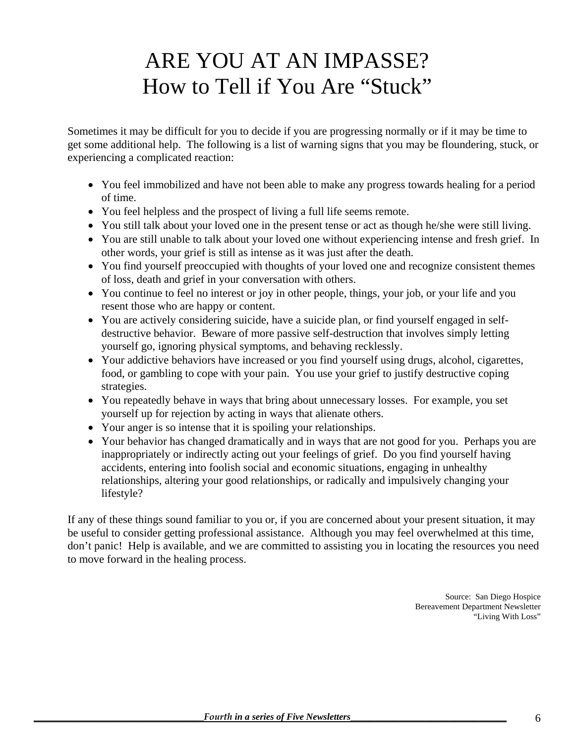# ARE YOU AT AN IMPASSE?
# How to Tell if You Are "Stuck"

Sometimes it may be difficult for you to decide if you are progressing normally or if it may be time to get some additional help. The following is a list of warning signs that you may be floundering, stuck, or experiencing a complicated reaction:

- You feel immobilized and have not been able to make any progress towards healing for a period of time.
- You feel helpless and the prospect of living a full life seems remote.
- You still talk about your loved one in the present tense or act as though he/she were still living.
- You are still unable to talk about your loved one without experiencing intense and fresh grief. In other words, your grief is still as intense as it was just after the death.
- You find yourself preoccupied with thoughts of your loved one and recognize consistent themes of loss, death and grief in your conversation with others.
- You continue to feel no interest or joy in other people, things, your job, or your life and you resent those who are happy or content.
- You are actively considering suicide, have a suicide plan, or find yourself engaged in self-destructive behavior. Beware of more passive self-destruction that involves simply letting yourself go, ignoring physical symptoms, and behaving recklessly.
- Your addictive behaviors have increased or you find yourself using drugs, alcohol, cigarettes, food, or gambling to cope with your pain. You use your grief to justify destructive coping strategies.
- You repeatedly behave in ways that bring about unnecessary losses. For example, you set yourself up for rejection by acting in ways that alienate others.
- Your anger is so intense that it is spoiling your relationships.
- Your behavior has changed dramatically and in ways that are not good for you. Perhaps you are inappropriately or indirectly acting out your feelings of grief. Do you find yourself having accidents, entering into foolish social and economic situations, engaging in unhealthy relationships, altering your good relationships, or radically and impulsively changing your lifestyle?

If any of these things sound familiar to you or, if you are concerned about your present situation, it may be useful to consider getting professional assistance. Although you may feel overwhelmed at this time, don't panic! Help is available, and we are committed to assisting you in locating the resources you need to move forward in the healing process.

Source: San Diego Hospice
Bereavement Department Newsletter
"Living With Loss"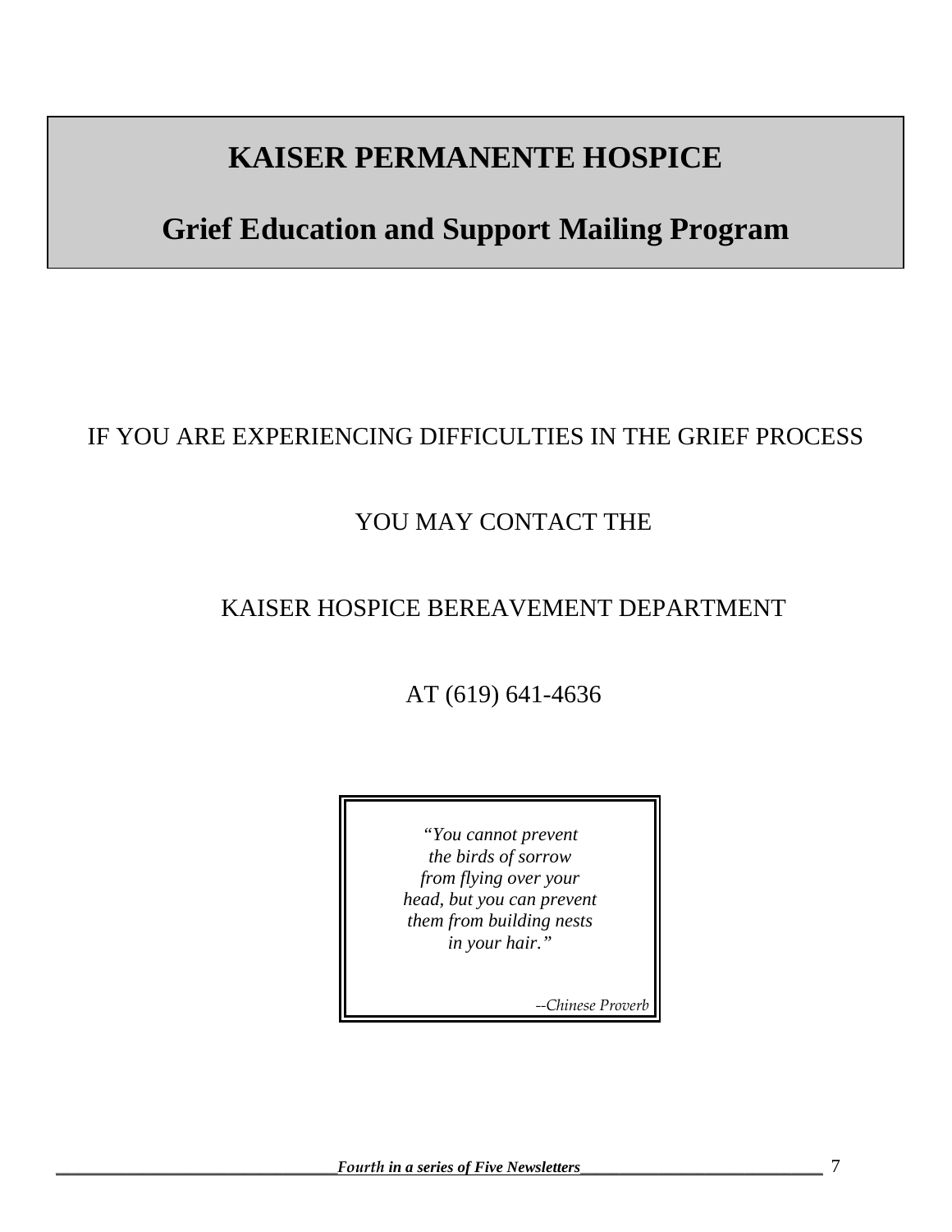# KAISER PERMANENTE HOSPICE

## Grief Education and Support Mailing Program

IF YOU ARE EXPERIENCING DIFFICULTIES IN THE GRIEF PROCESS

YOU MAY CONTACT THE

KAISER HOSPICE BEREAVEMENT DEPARTMENT

AT (619) 641-4636

> *"You cannot prevent the birds of sorrow from flying over your head, but you can prevent them from building nests in your hair."*
>
> *--Chinese Proverb*